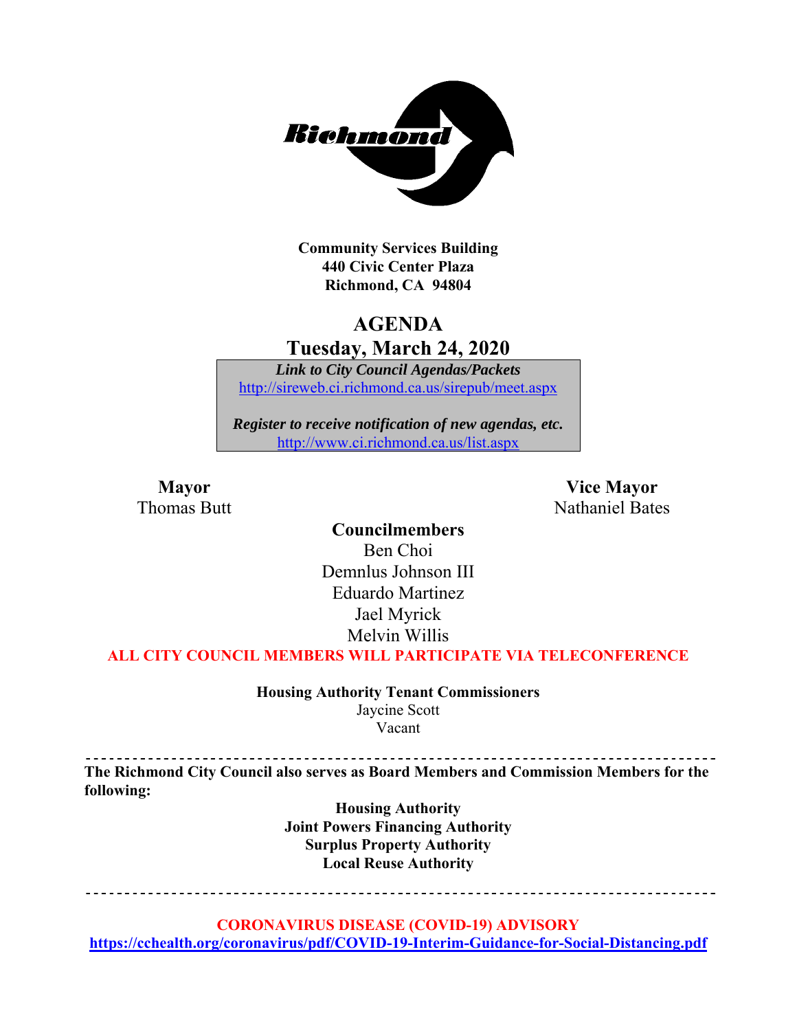Richmond

**Community Services Building**
**440 Civic Center Plaza**
**Richmond, CA 94804**

# AGENDA
## Tuesday, March 24, 2020

***Link to City Council Agendas/Packets***
[http://sireweb.ci.richmond.ca.us/sirepub/meet.aspx](http://sireweb.ci.richmond.ca.us/sirepub/meet.aspx)

***Register to receive notification of new agendas, etc.***
[http://www.ci.richmond.ca.us/list.aspx](http://www.ci.richmond.ca.us/list.aspx)

**Mayor**
Thomas Butt

**Vice Mayor**
Nathaniel Bates

**Councilmembers**
Ben Choi
Demnlus Johnson III
Eduardo Martinez
Jael Myrick
Melvin Willis

**ALL CITY COUNCIL MEMBERS WILL PARTICIPATE VIA TELECONFERENCE**

**Housing Authority Tenant Commissioners**
Jaycine Scott
Vacant

---

**The Richmond City Council also serves as Board Members and Commission Members for the following:**

**Housing Authority**
**Joint Powers Financing Authority**
**Surplus Property Authority**
**Local Reuse Authority**

---

**CORONAVIRUS DISEASE (COVID-19) ADVISORY**
**[https://cchealth.org/coronavirus/pdf/COVID-19-Interim-Guidance-for-Social-Distancing.pdf](https://cchealth.org/coronavirus/pdf/COVID-19-Interim-Guidance-for-Social-Distancing.pdf)**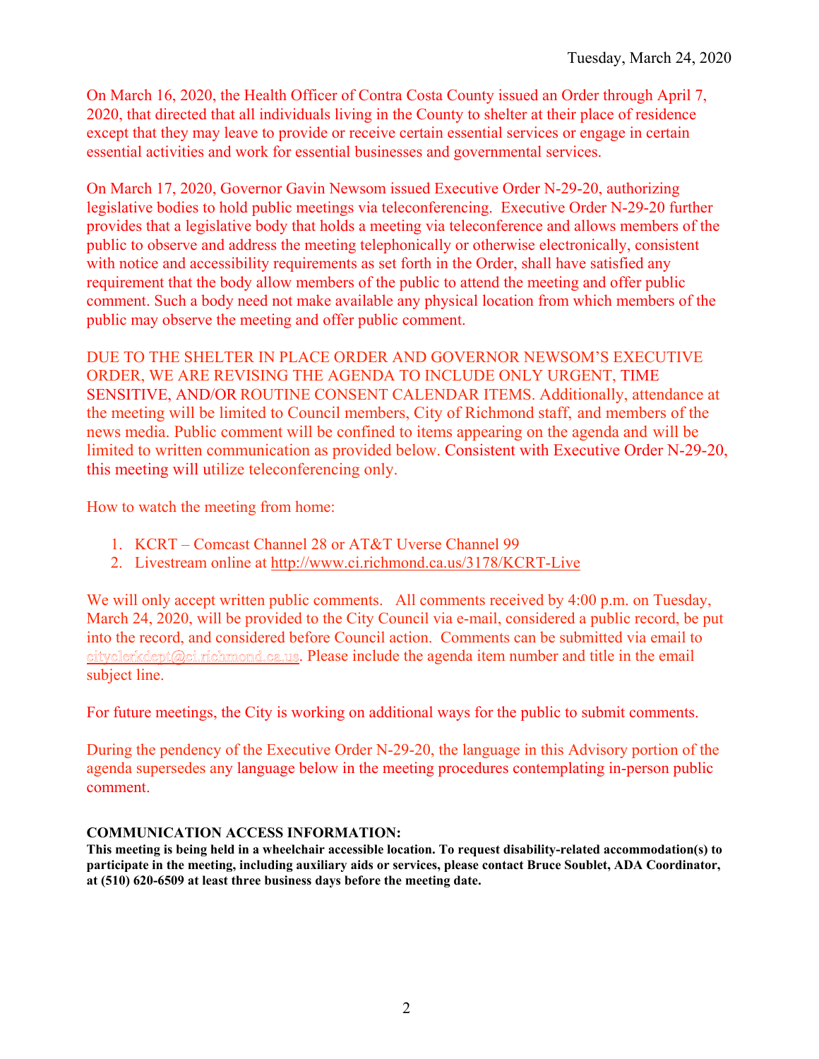Tuesday, March 24, 2020

On March 16, 2020, the Health Officer of Contra Costa County issued an Order through April 7, 2020, that directed that all individuals living in the County to shelter at their place of residence except that they may leave to provide or receive certain essential services or engage in certain essential activities and work for essential businesses and governmental services.

On March 17, 2020, Governor Gavin Newsom issued Executive Order N-29-20, authorizing legislative bodies to hold public meetings via teleconferencing. Executive Order N-29-20 further provides that a legislative body that holds a meeting via teleconference and allows members of the public to observe and address the meeting telephonically or otherwise electronically, consistent with notice and accessibility requirements as set forth in the Order, shall have satisfied any requirement that the body allow members of the public to attend the meeting and offer public comment. Such a body need not make available any physical location from which members of the public may observe the meeting and offer public comment.

DUE TO THE SHELTER IN PLACE ORDER AND GOVERNOR NEWSOM'S EXECUTIVE ORDER, WE ARE REVISING THE AGENDA TO INCLUDE ONLY URGENT, TIME SENSITIVE, AND/OR ROUTINE CONSENT CALENDAR ITEMS. Additionally, attendance at the meeting will be limited to Council members, City of Richmond staff, and members of the news media. Public comment will be confined to items appearing on the agenda and will be limited to written communication as provided below. Consistent with Executive Order N-29-20, this meeting will utilize teleconferencing only.

How to watch the meeting from home:

1. KCRT – Comcast Channel 28 or AT&T Uverse Channel 99
2. Livestream online at http://www.ci.richmond.ca.us/3178/KCRT-Live

We will only accept written public comments. All comments received by 4:00 p.m. on Tuesday, March 24, 2020, will be provided to the City Council via e-mail, considered a public record, be put into the record, and considered before Council action. Comments can be submitted via email to cityclerkdept@ci.richmond.ca.us. Please include the agenda item number and title in the email subject line.

For future meetings, the City is working on additional ways for the public to submit comments.

During the pendency of the Executive Order N-29-20, the language in this Advisory portion of the agenda supersedes any language below in the meeting procedures contemplating in-person public comment.

**COMMUNICATION ACCESS INFORMATION:**

**This meeting is being held in a wheelchair accessible location. To request disability-related accommodation(s) to participate in the meeting, including auxiliary aids or services, please contact Bruce Soublet, ADA Coordinator, at (510) 620-6509 at least three business days before the meeting date.**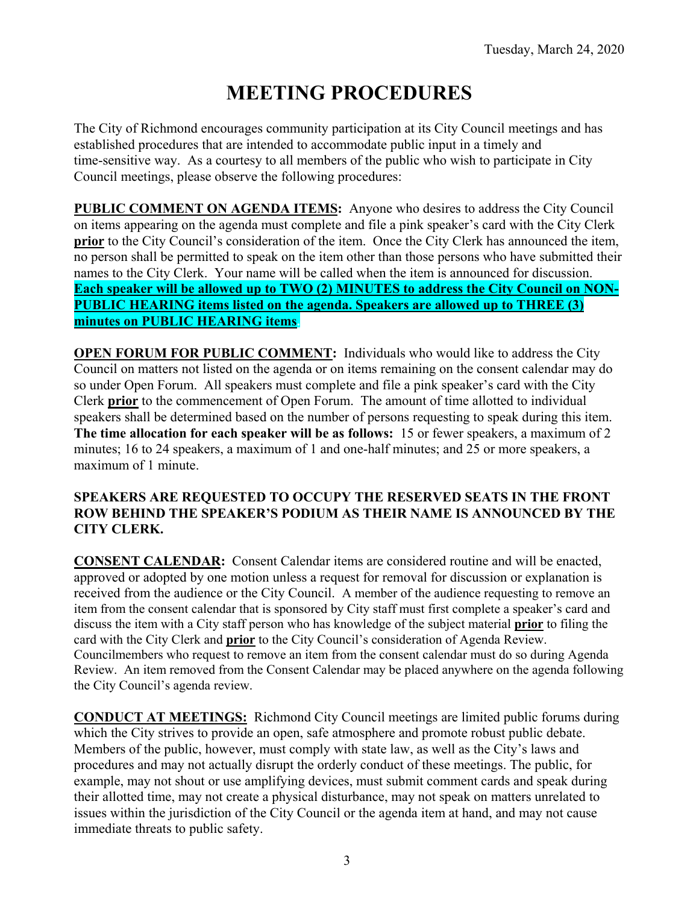Tuesday, March 24, 2020

# MEETING PROCEDURES

The City of Richmond encourages community participation at its City Council meetings and has established procedures that are intended to accommodate public input in a timely and time-sensitive way. As a courtesy to all members of the public who wish to participate in City Council meetings, please observe the following procedures:

**PUBLIC COMMENT ON AGENDA ITEMS:** Anyone who desires to address the City Council on items appearing on the agenda must complete and file a pink speaker's card with the City Clerk **prior** to the City Council's consideration of the item. Once the City Clerk has announced the item, no person shall be permitted to speak on the item other than those persons who have submitted their names to the City Clerk. Your name will be called when the item is announced for discussion. **Each speaker will be allowed up to TWO (2) MINUTES to address the City Council on NON-PUBLIC HEARING items listed on the agenda. Speakers are allowed up to THREE (3) minutes on PUBLIC HEARING items**.

**OPEN FORUM FOR PUBLIC COMMENT:** Individuals who would like to address the City Council on matters not listed on the agenda or on items remaining on the consent calendar may do so under Open Forum. All speakers must complete and file a pink speaker's card with the City Clerk **prior** to the commencement of Open Forum. The amount of time allotted to individual speakers shall be determined based on the number of persons requesting to speak during this item. **The time allocation for each speaker will be as follows:** 15 or fewer speakers, a maximum of 2 minutes; 16 to 24 speakers, a maximum of 1 and one-half minutes; and 25 or more speakers, a maximum of 1 minute.

**SPEAKERS ARE REQUESTED TO OCCUPY THE RESERVED SEATS IN THE FRONT ROW BEHIND THE SPEAKER'S PODIUM AS THEIR NAME IS ANNOUNCED BY THE CITY CLERK.**

**CONSENT CALENDAR:** Consent Calendar items are considered routine and will be enacted, approved or adopted by one motion unless a request for removal for discussion or explanation is received from the audience or the City Council. A member of the audience requesting to remove an item from the consent calendar that is sponsored by City staff must first complete a speaker's card and discuss the item with a City staff person who has knowledge of the subject material **prior** to filing the card with the City Clerk and **prior** to the City Council's consideration of Agenda Review. Councilmembers who request to remove an item from the consent calendar must do so during Agenda Review. An item removed from the Consent Calendar may be placed anywhere on the agenda following the City Council's agenda review.

**CONDUCT AT MEETINGS:** Richmond City Council meetings are limited public forums during which the City strives to provide an open, safe atmosphere and promote robust public debate. Members of the public, however, must comply with state law, as well as the City's laws and procedures and may not actually disrupt the orderly conduct of these meetings. The public, for example, may not shout or use amplifying devices, must submit comment cards and speak during their allotted time, may not create a physical disturbance, may not speak on matters unrelated to issues within the jurisdiction of the City Council or the agenda item at hand, and may not cause immediate threats to public safety.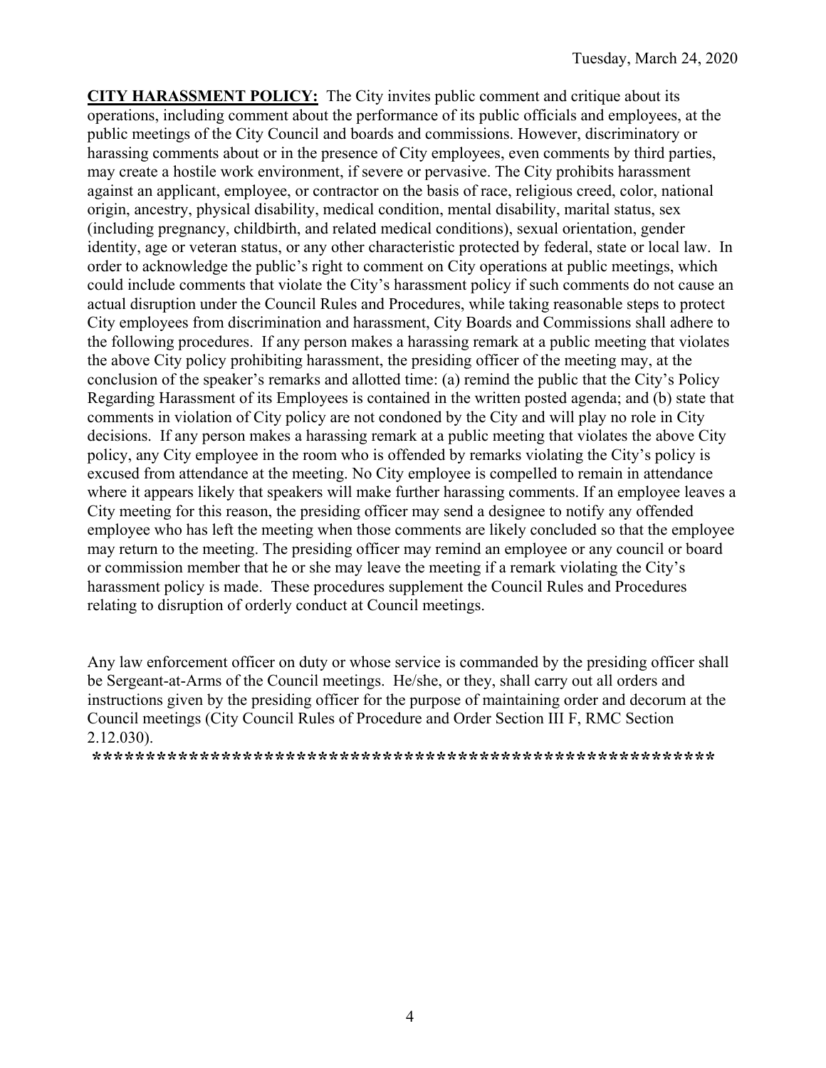Tuesday, March 24, 2020

**CITY HARASSMENT POLICY:** The City invites public comment and critique about its operations, including comment about the performance of its public officials and employees, at the public meetings of the City Council and boards and commissions. However, discriminatory or harassing comments about or in the presence of City employees, even comments by third parties, may create a hostile work environment, if severe or pervasive. The City prohibits harassment against an applicant, employee, or contractor on the basis of race, religious creed, color, national origin, ancestry, physical disability, medical condition, mental disability, marital status, sex (including pregnancy, childbirth, and related medical conditions), sexual orientation, gender identity, age or veteran status, or any other characteristic protected by federal, state or local law. In order to acknowledge the public's right to comment on City operations at public meetings, which could include comments that violate the City's harassment policy if such comments do not cause an actual disruption under the Council Rules and Procedures, while taking reasonable steps to protect City employees from discrimination and harassment, City Boards and Commissions shall adhere to the following procedures. If any person makes a harassing remark at a public meeting that violates the above City policy prohibiting harassment, the presiding officer of the meeting may, at the conclusion of the speaker's remarks and allotted time: (a) remind the public that the City's Policy Regarding Harassment of its Employees is contained in the written posted agenda; and (b) state that comments in violation of City policy are not condoned by the City and will play no role in City decisions. If any person makes a harassing remark at a public meeting that violates the above City policy, any City employee in the room who is offended by remarks violating the City's policy is excused from attendance at the meeting. No City employee is compelled to remain in attendance where it appears likely that speakers will make further harassing comments. If an employee leaves a City meeting for this reason, the presiding officer may send a designee to notify any offended employee who has left the meeting when those comments are likely concluded so that the employee may return to the meeting. The presiding officer may remind an employee or any council or board or commission member that he or she may leave the meeting if a remark violating the City's harassment policy is made. These procedures supplement the Council Rules and Procedures relating to disruption of orderly conduct at Council meetings.

Any law enforcement officer on duty or whose service is commanded by the presiding officer shall be Sergeant-at-Arms of the Council meetings. He/she, or they, shall carry out all orders and instructions given by the presiding officer for the purpose of maintaining order and decorum at the Council meetings (City Council Rules of Procedure and Order Section III F, RMC Section 2.12.030).

**************************************************************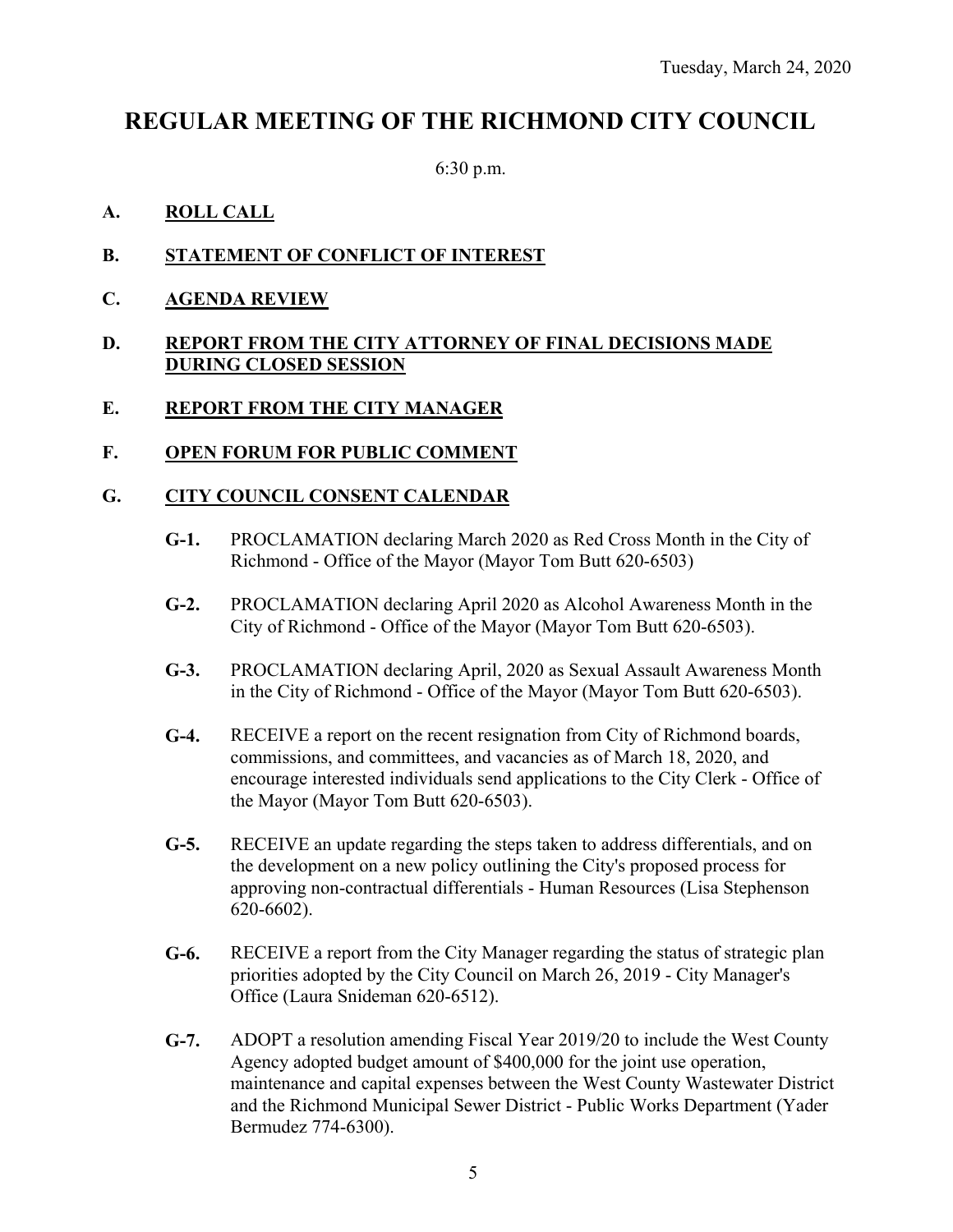Tuesday, March 24, 2020

# REGULAR MEETING OF THE RICHMOND CITY COUNCIL

6:30 p.m.

**A. ROLL CALL**

**B. STATEMENT OF CONFLICT OF INTEREST**

**C. AGENDA REVIEW**

**D. REPORT FROM THE CITY ATTORNEY OF FINAL DECISIONS MADE DURING CLOSED SESSION**

**E. REPORT FROM THE CITY MANAGER**

**F. OPEN FORUM FOR PUBLIC COMMENT**

**G. CITY COUNCIL CONSENT CALENDAR**

**G-1.** PROCLAMATION declaring March 2020 as Red Cross Month in the City of Richmond - Office of the Mayor (Mayor Tom Butt 620-6503)

**G-2.** PROCLAMATION declaring April 2020 as Alcohol Awareness Month in the City of Richmond - Office of the Mayor (Mayor Tom Butt 620-6503).

**G-3.** PROCLAMATION declaring April, 2020 as Sexual Assault Awareness Month in the City of Richmond - Office of the Mayor (Mayor Tom Butt 620-6503).

**G-4.** RECEIVE a report on the recent resignation from City of Richmond boards, commissions, and committees, and vacancies as of March 18, 2020, and encourage interested individuals send applications to the City Clerk - Office of the Mayor (Mayor Tom Butt 620-6503).

**G-5.** RECEIVE an update regarding the steps taken to address differentials, and on the development on a new policy outlining the City's proposed process for approving non-contractual differentials - Human Resources (Lisa Stephenson 620-6602).

**G-6.** RECEIVE a report from the City Manager regarding the status of strategic plan priorities adopted by the City Council on March 26, 2019 - City Manager's Office (Laura Snideman 620-6512).

**G-7.** ADOPT a resolution amending Fiscal Year 2019/20 to include the West County Agency adopted budget amount of $400,000 for the joint use operation, maintenance and capital expenses between the West County Wastewater District and the Richmond Municipal Sewer District - Public Works Department (Yader Bermudez 774-6300).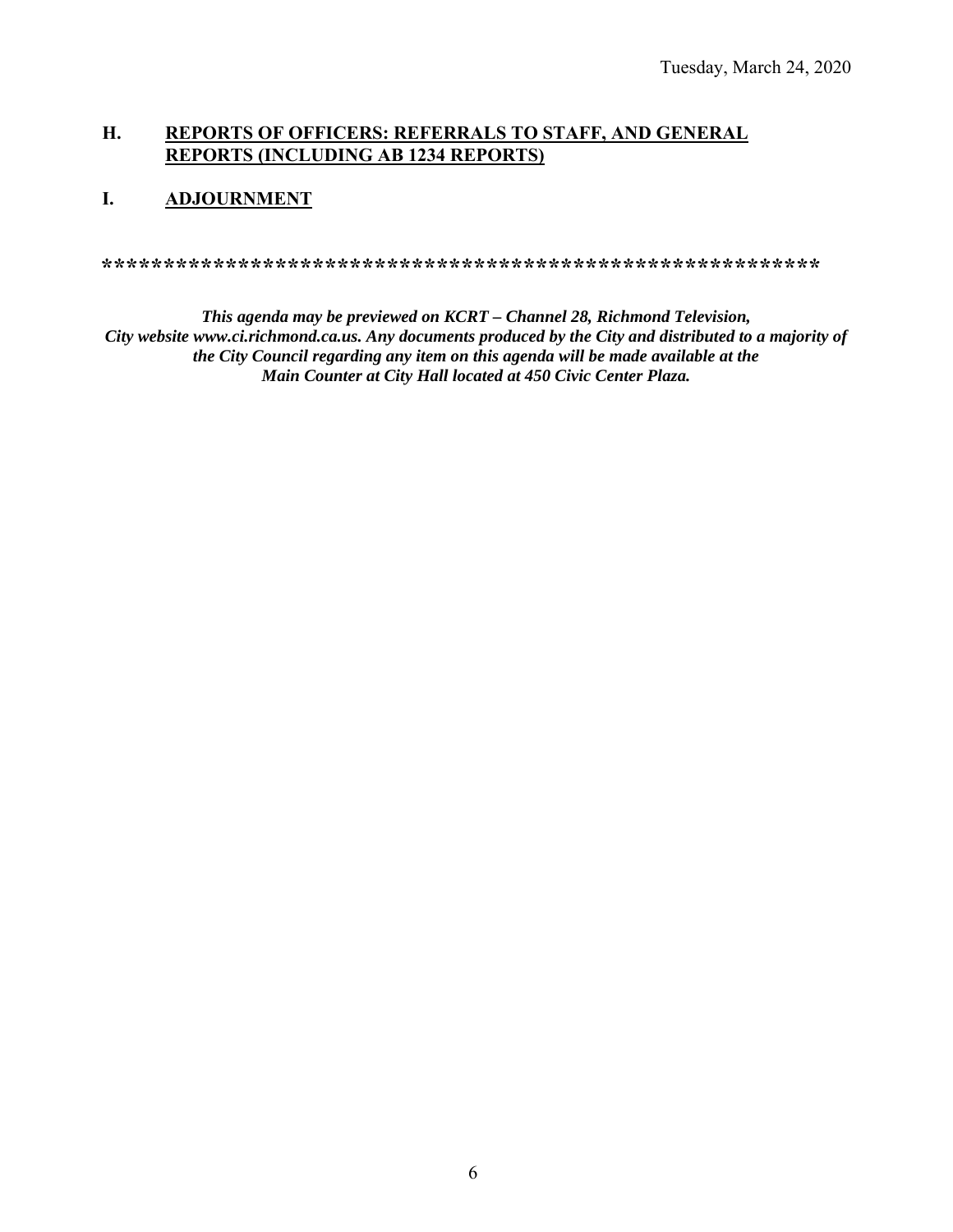## H. <u>REPORTS OF OFFICERS: REFERRALS TO STAFF, AND GENERAL REPORTS (INCLUDING AB 1234 REPORTS)</u>

## I. <u>ADJOURNMENT</u>

**\*\*\*\*\*\*\*\*\*\*\*\*\*\*\*\*\*\*\*\*\*\*\*\*\*\*\*\*\*\*\*\*\*\*\*\*\*\*\*\*\*\*\*\*\*\*\*\*\*\*\*\*\*\*\*\*\*\*\*\*\*\***

***This agenda may be previewed on KCRT – Channel 28, Richmond Television, City website www.ci.richmond.ca.us. Any documents produced by the City and distributed to a majority of the City Council regarding any item on this agenda will be made available at the Main Counter at City Hall located at 450 Civic Center Plaza.***